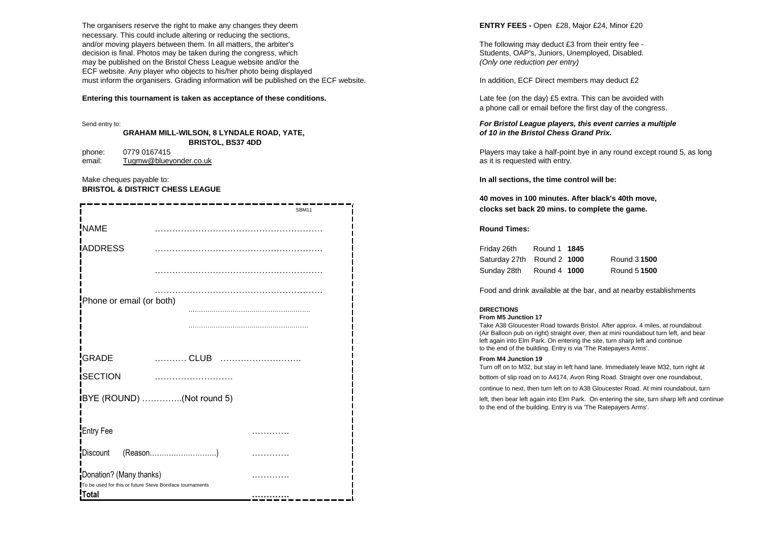The organisers reserve the right to make any changes they deem necessary. This could include altering or reducing the sections, and/or moving players between them. In all matters, the arbiter's decision is final. Photos may be taken during the congress, which may be published on the Bristol Chess League website and/or the ECF website. Any player who objects to his/her photo being displayed must inform the organisers. Grading information will be published on the ECF website.

**Entering this tournament is taken as acceptance of these conditions.**

Send entry to:

**GRAHAM MILL-WILSON, 8 LYNDALE ROAD, YATE, BRISTOL, BS37 4DD**

phone: 0779 0167415
email: Tugmw@blueyonder.co.uk

Make cheques payable to:
**BRISTOL & DISTRICT CHESS LEAGUE**

SBM11

NAME ……………………………………………………

ADDRESS ……………………………………………………

……………………………………………………

……………………………………………………

Phone or email (or both) ……………………………………………………

……………………………………………………

GRADE ……….. CLUB ……………………….

SECTION ……………………….

BYE (ROUND) …………..(Not round 5)

| | |
|---|---|
| Entry Fee | …………. |
| Discount (Reason……………………….) | …………. |
| Donation? (Many thanks) | …………. |
| To be used for this or future Steve Boniface tournaments | |
| **Total** | **………….** |

**ENTRY FEES -** Open £28, Major £24, Minor £20

The following may deduct £3 from their entry fee - Students, OAP's, Juniors, Unemployed, Disabled. *(Only one reduction per entry)*

In addition, ECF Direct members may deduct £2

Late fee (on the day) £5 extra. This can be avoided with a phone call or email before the first day of the congress.

***For Bristol League players, this event carries a multiple of 10 in the Bristol Chess Grand Prix.***

Players may take a half-point bye in any round except round 5, as long as it is requested with entry.

**In all sections, the time control will be:**

**40 moves in 100 minutes. After black's 40th move, clocks set back 20 mins. to complete the game.**

**Round Times:**

| | | |
|---|---|---|
| Friday 26th | Round 1 **1845** | |
| Saturday 27th | Round 2 **1000** | Round 3 **1500** |
| Sunday 28th | Round 4 **1000** | Round 5 **1500** |

Food and drink available at the bar, and at nearby establishments

**DIRECTIONS**

**From M5 Junction 17**

Take A38 Gloucester Road towards Bristol. After approx. 4 miles, at roundabout (Air Balloon pub on right) straight over, then at mini roundabout turn left, and bear left again into Elm Park. On entering the site, turn sharp left and continue to the end of the building. Entry is via 'The Ratepayers Arms'.

**From M4 Junction 19**

Turn off on to M32, but stay in left hand lane. Immediately leave M32, turn right at bottom of slip road on to A4174, Avon Ring Road. Straight over one roundabout, continue to next, then turn left on to A38 Gloucester Road. At mini roundabout, turn left, then bear left again into Elm Park. On entering the site, turn sharp left and continue to the end of the building. Entry is via 'The Ratepayers Arms'.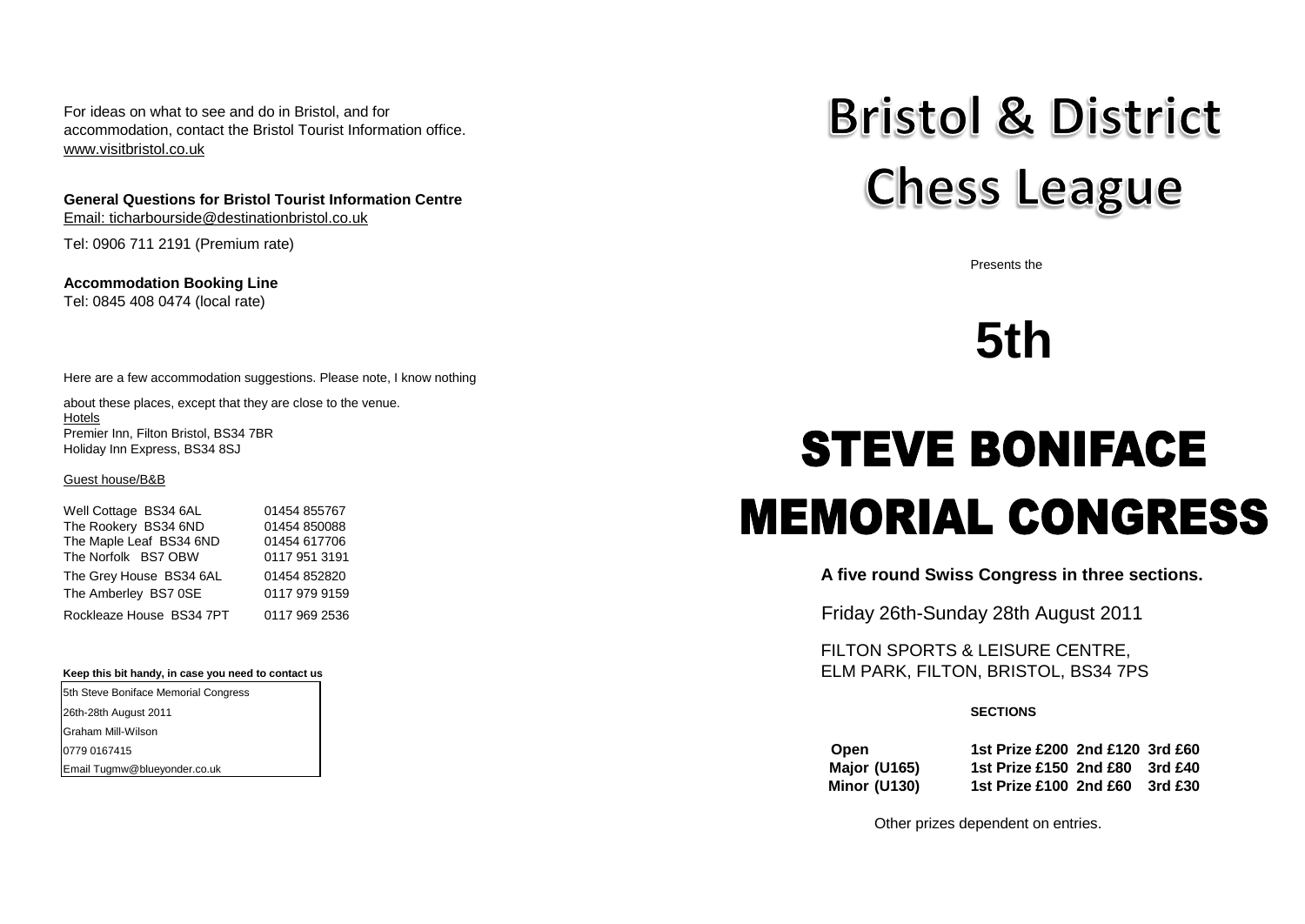For ideas on what to see and do in Bristol, and for accommodation, contact the Bristol Tourist Information office.
www.visitbristol.co.uk

**General Questions for Bristol Tourist Information Centre**
Email: ticharbourside@destinationbristol.co.uk

Tel: 0906 711 2191 (Premium rate)

**Accommodation Booking Line**
Tel: 0845 408 0474 (local rate)

Here are a few accommodation suggestions. Please note, I know nothing about these places, except that they are close to the venue.

Hotels

Premier Inn, Filton Bristol, BS34 7BR
Holiday Inn Express, BS34 8SJ

Guest house/B&B

| | |
|---|---|
| Well Cottage BS34 6AL | 01454 855767 |
| The Rookery BS34 6ND | 01454 850088 |
| The Maple Leaf BS34 6ND | 01454 617706 |
| The Norfolk BS7 OBW | 0117 951 3191 |
| The Grey House BS34 6AL | 01454 852820 |
| The Amberley BS7 0SE | 0117 979 9159 |
| Rockleaze House BS34 7PT | 0117 969 2536 |

**Keep this bit handy, in case you need to contact us**

| |
|---|
| 5th Steve Boniface Memorial Congress |
| 26th-28th August 2011 |
| Graham Mill-Wilson |
| 0779 0167415 |
| Email Tugmw@blueyonder.co.uk |

# Bristol & District Chess League

Presents the

# 5th

# STEVE BONIFACE MEMORIAL CONGRESS

**A five round Swiss Congress in three sections.**

Friday 26th-Sunday 28th August 2011

FILTON SPORTS & LEISURE CENTRE,
ELM PARK, FILTON, BRISTOL, BS34 7PS

**SECTIONS**

| | | | |
|---|---|---|---|
| **Open** | **1st Prize £200** | **2nd £120** | **3rd £60** |
| **Major (U165)** | **1st Prize £150** | **2nd £80** | **3rd £40** |
| **Minor (U130)** | **1st Prize £100** | **2nd £60** | **3rd £30** |

Other prizes dependent on entries.